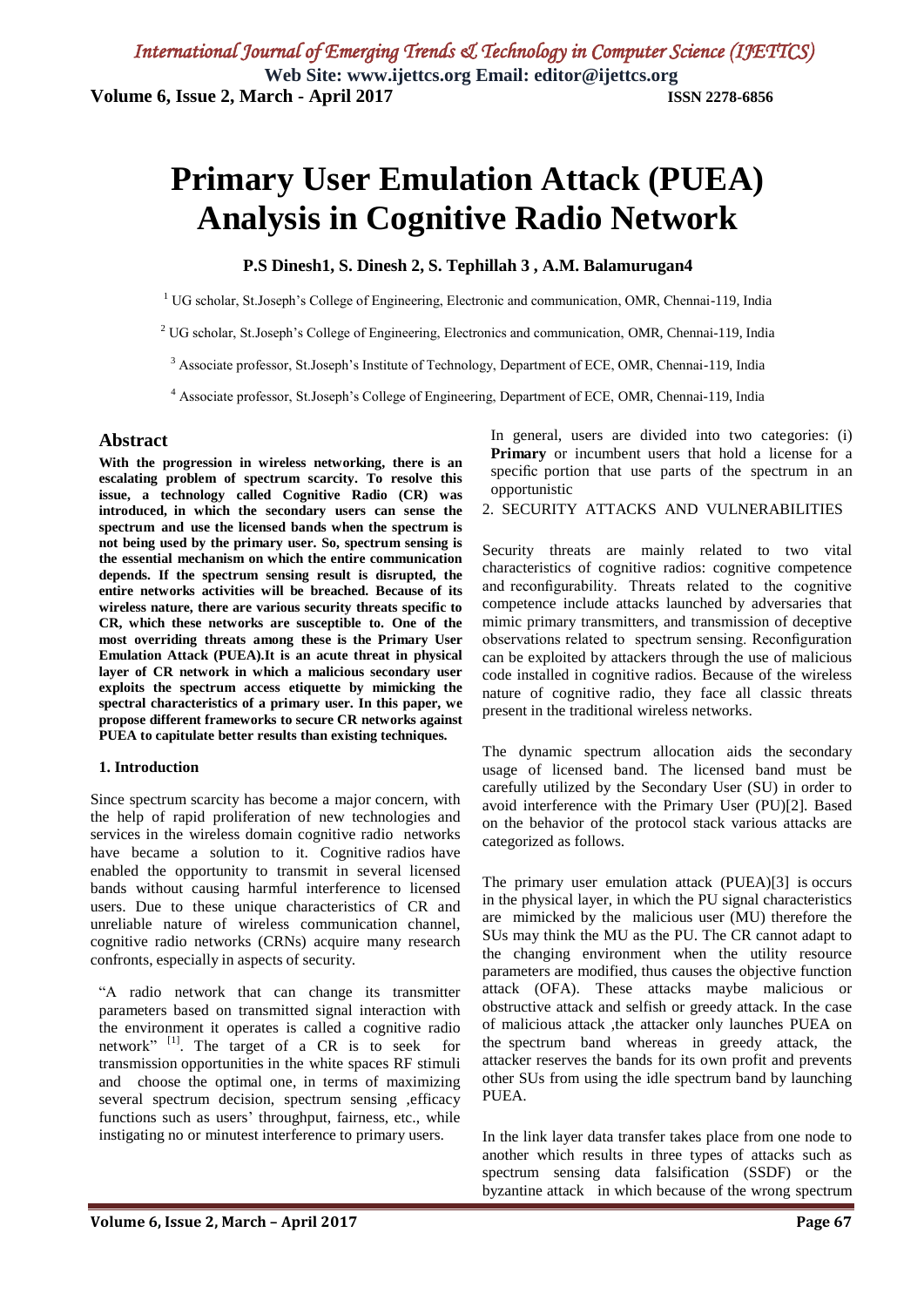# Primary User Emulation Attack (PUEA) Analysis in Cognitive Radio Network

**P.S Dinesh1, S. Dinesh 2, S. Tephillah 3 , A.M. Balamurugan4**

[1] UG scholar, St.Joseph's College of Engineering, Electronic and communication, OMR, Chennai-119, India

[2] UG scholar, St.Joseph's College of Engineering, Electronics and communication, OMR, Chennai-119, India

[3] Associate professor, St.Joseph's Institute of Technology, Department of ECE, OMR, Chennai-119, India

[4] Associate professor, St.Joseph's College of Engineering, Department of ECE, OMR, Chennai-119, India

## Abstract

**With the progression in wireless networking, there is an escalating problem of spectrum scarcity. To resolve this issue, a technology called Cognitive Radio (CR) was introduced, in which the secondary users can sense the spectrum and use the licensed bands when the spectrum is not being used by the primary user. So, spectrum sensing is the essential mechanism on which the entire communication depends. If the spectrum sensing result is disrupted, the entire networks activities will be breached. Because of its wireless nature, there are various security threats specific to CR, which these networks are susceptible to. One of the most overriding threats among these is the Primary User Emulation Attack (PUEA).It is an acute threat in physical layer of CR network in which a malicious secondary user exploits the spectrum access etiquette by mimicking the spectral characteristics of a primary user. In this paper, we propose different frameworks to secure CR networks against PUEA to capitulate better results than existing techniques.**

### 1. Introduction

Since spectrum scarcity has become a major concern, with the help of rapid proliferation of new technologies and services in the wireless domain cognitive radio networks have became a solution to it. Cognitive radios have enabled the opportunity to transmit in several licensed bands without causing harmful interference to licensed users. Due to these unique characteristics of CR and unreliable nature of wireless communication channel, cognitive radio networks (CRNs) acquire many research confronts, especially in aspects of security.

"A radio network that can change its transmitter parameters based on transmitted signal interaction with the environment it operates is called a cognitive radio network" [1]. The target of a CR is to seek for transmission opportunities in the white spaces RF stimuli and choose the optimal one, in terms of maximizing several spectrum decision, spectrum sensing ,efficacy functions such as users' throughput, fairness, etc., while instigating no or minutest interference to primary users.

In general, users are divided into two categories: (i) **Primary** or incumbent users that hold a license for a specific portion that use parts of the spectrum in an opportunistic

### 2. SECURITY ATTACKS AND VULNERABILITIES

Security threats are mainly related to two vital characteristics of cognitive radios: cognitive competence and reconfigurability. Threats related to the cognitive competence include attacks launched by adversaries that mimic primary transmitters, and transmission of deceptive observations related to spectrum sensing. Reconfiguration can be exploited by attackers through the use of malicious code installed in cognitive radios. Because of the wireless nature of cognitive radio, they face all classic threats present in the traditional wireless networks.

The dynamic spectrum allocation aids the secondary usage of licensed band. The licensed band must be carefully utilized by the Secondary User (SU) in order to avoid interference with the Primary User (PU)[2]. Based on the behavior of the protocol stack various attacks are categorized as follows.

The primary user emulation attack (PUEA)[3] is occurs in the physical layer, in which the PU signal characteristics are mimicked by the malicious user (MU) therefore the SUs may think the MU as the PU. The CR cannot adapt to the changing environment when the utility resource parameters are modified, thus causes the objective function attack (OFA). These attacks maybe malicious or obstructive attack and selfish or greedy attack. In the case of malicious attack ,the attacker only launches PUEA on the spectrum band whereas in greedy attack, the attacker reserves the bands for its own profit and prevents other SUs from using the idle spectrum band by launching PUEA.

In the link layer data transfer takes place from one node to another which results in three types of attacks such as spectrum sensing data falsification (SSDF) or the byzantine attack in which because of the wrong spectrum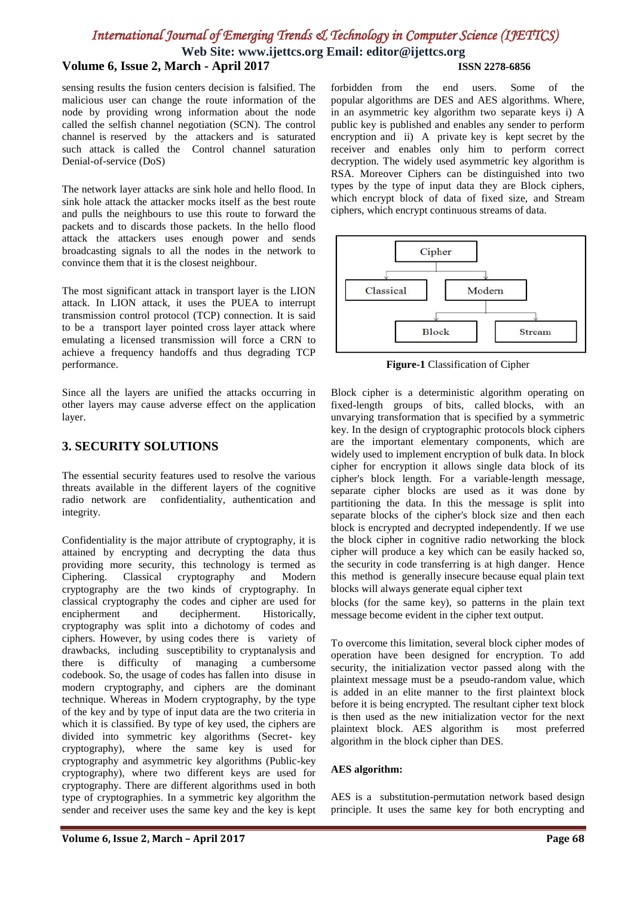sensing results the fusion centers decision is falsified. The malicious user can change the route information of the node by providing wrong information about the node called the selfish channel negotiation (SCN). The control channel is reserved by the attackers and is saturated such attack is called the Control channel saturation Denial-of-service (DoS)

The network layer attacks are sink hole and hello flood. In sink hole attack the attacker mocks itself as the best route and pulls the neighbours to use this route to forward the packets and to discards those packets. In the hello flood attack the attackers uses enough power and sends broadcasting signals to all the nodes in the network to convince them that it is the closest neighbour.

The most significant attack in transport layer is the LION attack. In LION attack, it uses the PUEA to interrupt transmission control protocol (TCP) connection. It is said to be a transport layer pointed cross layer attack where emulating a licensed transmission will force a CRN to achieve a frequency handoffs and thus degrading TCP performance.

Since all the layers are unified the attacks occurring in other layers may cause adverse effect on the application layer.

## 3. SECURITY SOLUTIONS

The essential security features used to resolve the various threats available in the different layers of the cognitive radio network are confidentiality, authentication and integrity.

Confidentiality is the major attribute of cryptography, it is attained by encrypting and decrypting the data thus providing more security, this technology is termed as Ciphering. Classical cryptography and Modern cryptography are the two kinds of cryptography. In classical cryptography the codes and cipher are used for encipherment and decipherment. Historically, cryptography was split into a dichotomy of codes and ciphers. However, by using codes there is variety of drawbacks, including susceptibility to cryptanalysis and there is difficulty of managing a cumbersome codebook. So, the usage of codes has fallen into disuse in modern cryptography, and ciphers are the dominant technique. Whereas in Modern cryptography, by the type of the key and by type of input data are the two criteria in which it is classified. By type of key used, the ciphers are divided into symmetric key algorithms (Secret- key cryptography), where the same key is used for cryptography and asymmetric key algorithms (Public-key cryptography), where two different keys are used for cryptography. There are different algorithms used in both type of cryptographies. In a symmetric key algorithm the sender and receiver uses the same key and the key is kept forbidden from the end users. Some of the popular algorithms are DES and AES algorithms. Where, in an asymmetric key algorithm two separate keys i) A public key is published and enables any sender to perform encryption and ii) A private key is kept secret by the receiver and enables only him to perform correct decryption. The widely used asymmetric key algorithm is RSA. Moreover Ciphers can be distinguished into two types by the type of input data they are Block ciphers, which encrypt block of data of fixed size, and Stream ciphers, which encrypt continuous streams of data.

```
              Cipher
         ┌──────┴──────┐
     Classical       Modern
                 ┌──────┴──────┐
               Block         Stream
```

**Figure-1** Classification of Cipher

Block cipher is a deterministic algorithm operating on fixed-length groups of bits, called blocks, with an unvarying transformation that is specified by a symmetric key. In the design of cryptographic protocols block ciphers are the important elementary components, which are widely used to implement encryption of bulk data. In block cipher for encryption it allows single data block of its cipher's block length. For a variable-length message, separate cipher blocks are used as it was done by partitioning the data. In this the message is split into separate blocks of the cipher's block size and then each block is encrypted and decrypted independently. If we use the block cipher in cognitive radio networking the block cipher will produce a key which can be easily hacked so, the security in code transferring is at high danger. Hence this method is generally insecure because equal plain text blocks will always generate equal cipher text blocks (for the same key), so patterns in the plain text message become evident in the cipher text output.

To overcome this limitation, several block cipher modes of operation have been designed for encryption. To add security, the initialization vector passed along with the plaintext message must be a pseudo-random value, which is added in an elite manner to the first plaintext block before it is being encrypted. The resultant cipher text block is then used as the new initialization vector for the next plaintext block. AES algorithm is most preferred algorithm in the block cipher than DES.

**AES algorithm:**

AES is a substitution-permutation network based design principle. It uses the same key for both encrypting and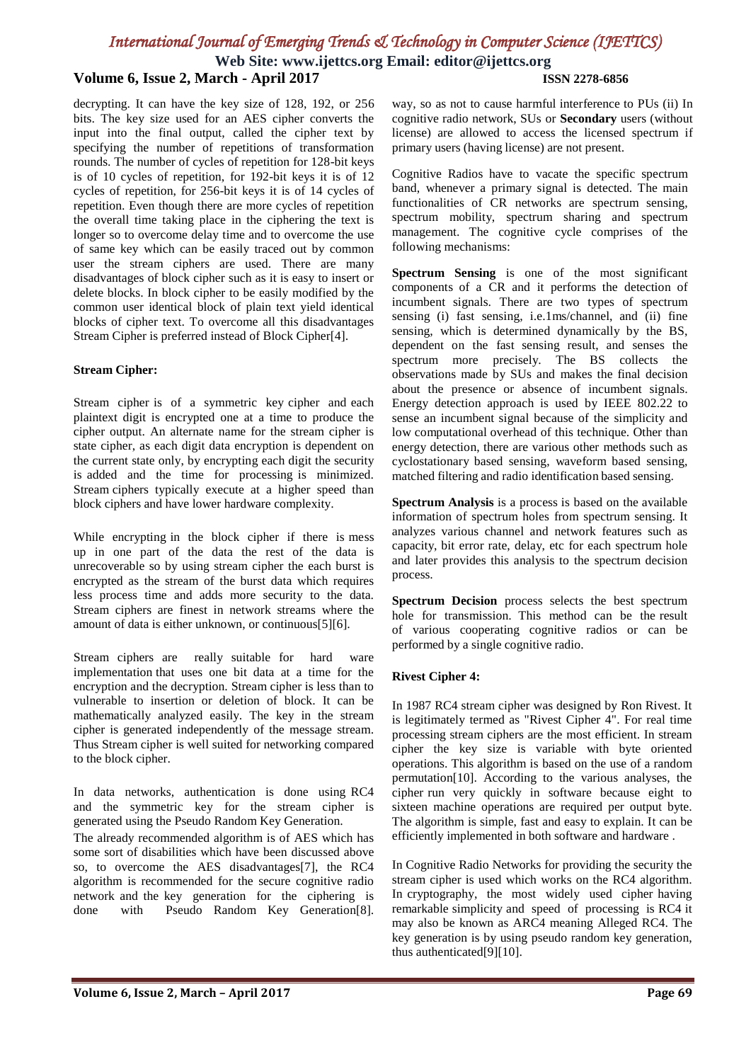decrypting. It can have the key size of 128, 192, or 256 bits. The key size used for an AES cipher converts the input into the final output, called the cipher text by specifying the number of repetitions of transformation rounds. The number of cycles of repetition for 128-bit keys is of 10 cycles of repetition, for 192-bit keys it is of 12 cycles of repetition, for 256-bit keys it is of 14 cycles of repetition. Even though there are more cycles of repetition the overall time taking place in the ciphering the text is longer so to overcome delay time and to overcome the use of same key which can be easily traced out by common user the stream ciphers are used. There are many disadvantages of block cipher such as it is easy to insert or delete blocks. In block cipher to be easily modified by the common user identical block of plain text yield identical blocks of cipher text. To overcome all this disadvantages Stream Cipher is preferred instead of Block Cipher[4].

**Stream Cipher:**

Stream cipher is of a symmetric key cipher and each plaintext digit is encrypted one at a time to produce the cipher output. An alternate name for the stream cipher is state cipher, as each digit data encryption is dependent on the current state only, by encrypting each digit the security is added and the time for processing is minimized. Stream ciphers typically execute at a higher speed than block ciphers and have lower hardware complexity.

While encrypting in the block cipher if there is mess up in one part of the data the rest of the data is unrecoverable so by using stream cipher the each burst is encrypted as the stream of the burst data which requires less process time and adds more security to the data. Stream ciphers are finest in network streams where the amount of data is either unknown, or continuous[5][6].

Stream ciphers are really suitable for hard ware implementation that uses one bit data at a time for the encryption and the decryption. Stream cipher is less than to vulnerable to insertion or deletion of block. It can be mathematically analyzed easily. The key in the stream cipher is generated independently of the message stream. Thus Stream cipher is well suited for networking compared to the block cipher.

In data networks, authentication is done using RC4 and the symmetric key for the stream cipher is generated using the Pseudo Random Key Generation.

The already recommended algorithm is of AES which has some sort of disabilities which have been discussed above so, to overcome the AES disadvantages[7], the RC4 algorithm is recommended for the secure cognitive radio network and the key generation for the ciphering is done with Pseudo Random Key Generation[8]. way, so as not to cause harmful interference to PUs (ii) In cognitive radio network, SUs or **Secondary** users (without license) are allowed to access the licensed spectrum if primary users (having license) are not present.

Cognitive Radios have to vacate the specific spectrum band, whenever a primary signal is detected. The main functionalities of CR networks are spectrum sensing, spectrum mobility, spectrum sharing and spectrum management. The cognitive cycle comprises of the following mechanisms:

**Spectrum Sensing** is one of the most significant components of a CR and it performs the detection of incumbent signals. There are two types of spectrum sensing (i) fast sensing, i.e.1ms/channel, and (ii) fine sensing, which is determined dynamically by the BS, dependent on the fast sensing result, and senses the spectrum more precisely. The BS collects the observations made by SUs and makes the final decision about the presence or absence of incumbent signals. Energy detection approach is used by IEEE 802.22 to sense an incumbent signal because of the simplicity and low computational overhead of this technique. Other than energy detection, there are various other methods such as cyclostationary based sensing, waveform based sensing, matched filtering and radio identification based sensing.

**Spectrum Analysis** is a process is based on the available information of spectrum holes from spectrum sensing. It analyzes various channel and network features such as capacity, bit error rate, delay, etc for each spectrum hole and later provides this analysis to the spectrum decision process.

**Spectrum Decision** process selects the best spectrum hole for transmission. This method can be the result of various cooperating cognitive radios or can be performed by a single cognitive radio.

**Rivest Cipher 4:**

In 1987 RC4 stream cipher was designed by Ron Rivest. It is legitimately termed as "Rivest Cipher 4". For real time processing stream ciphers are the most efficient. In stream cipher the key size is variable with byte oriented operations. This algorithm is based on the use of a random permutation[10]. According to the various analyses, the cipher run very quickly in software because eight to sixteen machine operations are required per output byte. The algorithm is simple, fast and easy to explain. It can be efficiently implemented in both software and hardware .

In Cognitive Radio Networks for providing the security the stream cipher is used which works on the RC4 algorithm. In cryptography, the most widely used cipher having remarkable simplicity and speed of processing is RC4 it may also be known as ARC4 meaning Alleged RC4. The key generation is by using pseudo random key generation, thus authenticated[9][10].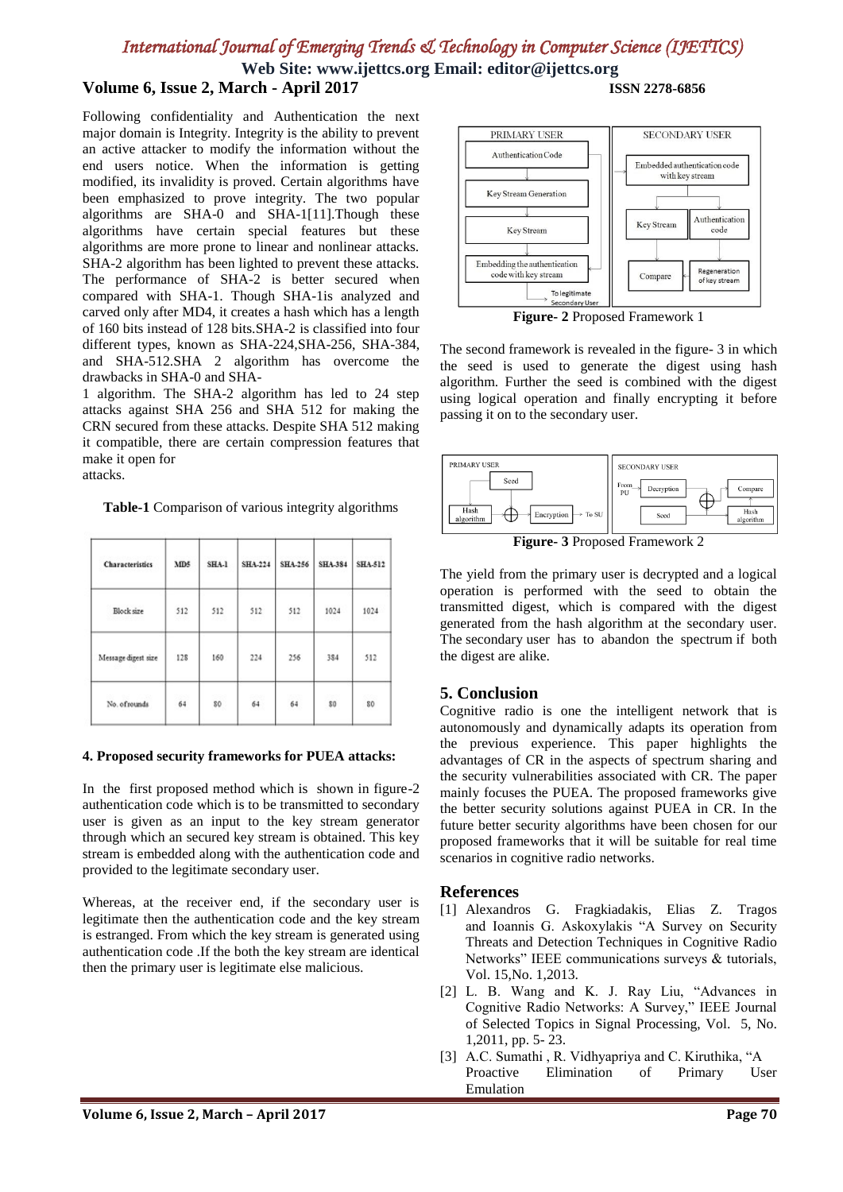Following confidentiality and Authentication the next major domain is Integrity. Integrity is the ability to prevent an active attacker to modify the information without the end users notice. When the information is getting modified, its invalidity is proved. Certain algorithms have been emphasized to prove integrity. The two popular algorithms are SHA-0 and SHA-1[11].Though these algorithms have certain special features but these algorithms are more prone to linear and nonlinear attacks. SHA-2 algorithm has been lighted to prevent these attacks. The performance of SHA-2 is better secured when compared with SHA-1. Though SHA-1is analyzed and carved only after MD4, it creates a hash which has a length of 160 bits instead of 128 bits.SHA-2 is classified into four different types, known as SHA-224,SHA-256, SHA-384, and SHA-512.SHA 2 algorithm has overcome the drawbacks in SHA-0 and SHA-1 algorithm. The SHA-2 algorithm has led to 24 step attacks against SHA 256 and SHA 512 for making the CRN secured from these attacks. Despite SHA 512 making it compatible, there are certain compression features that make it open for attacks.

**Table-1** Comparison of various integrity algorithms

| Characteristics | MD5 | SHA-1 | SHA-224 | SHA-256 | SHA-384 | SHA-512 |
|---|---|---|---|---|---|---|
| Block size | 512 | 512 | 512 | 512 | 1024 | 1024 |
| Message digest size | 128 | 160 | 224 | 256 | 384 | 512 |
| No. of rounds | 64 | 80 | 64 | 64 | 80 | 80 |

**4. Proposed security frameworks for PUEA attacks:**

In the first proposed method which is shown in figure-2 authentication code which is to be transmitted to secondary user is given as an input to the key stream generator through which an secured key stream is obtained. This key stream is embedded along with the authentication code and provided to the legitimate secondary user.

Whereas, at the receiver end, if the secondary user is legitimate then the authentication code and the key stream is estranged. From which the key stream is generated using authentication code .If the both the key stream are identical then the primary user is legitimate else malicious.

**Figure- 2** Proposed Framework 1

The second framework is revealed in the figure- 3 in which the seed is used to generate the digest using hash algorithm. Further the seed is combined with the digest using logical operation and finally encrypting it before passing it on to the secondary user.

**Figure- 3** Proposed Framework 2

The yield from the primary user is decrypted and a logical operation is performed with the seed to obtain the transmitted digest, which is compared with the digest generated from the hash algorithm at the secondary user. The secondary user has to abandon the spectrum if both the digest are alike.

## 5. Conclusion

Cognitive radio is one the intelligent network that is autonomously and dynamically adapts its operation from the previous experience. This paper highlights the advantages of CR in the aspects of spectrum sharing and the security vulnerabilities associated with CR. The paper mainly focuses the PUEA. The proposed frameworks give the better security solutions against PUEA in CR. In the future better security algorithms have been chosen for our proposed frameworks that it will be suitable for real time scenarios in cognitive radio networks.

## References

[1] Alexandros G. Fragkiadakis, Elias Z. Tragos and Ioannis G. Askoxylakis "A Survey on Security Threats and Detection Techniques in Cognitive Radio Networks" IEEE communications surveys & tutorials, Vol. 15,No. 1,2013.

[2] L. B. Wang and K. J. Ray Liu, "Advances in Cognitive Radio Networks: A Survey," IEEE Journal of Selected Topics in Signal Processing, Vol. 5, No. 1,2011, pp. 5- 23.

[3] A.C. Sumathi , R. Vidhyapriya and C. Kiruthika, "A Proactive Elimination of Primary User Emulation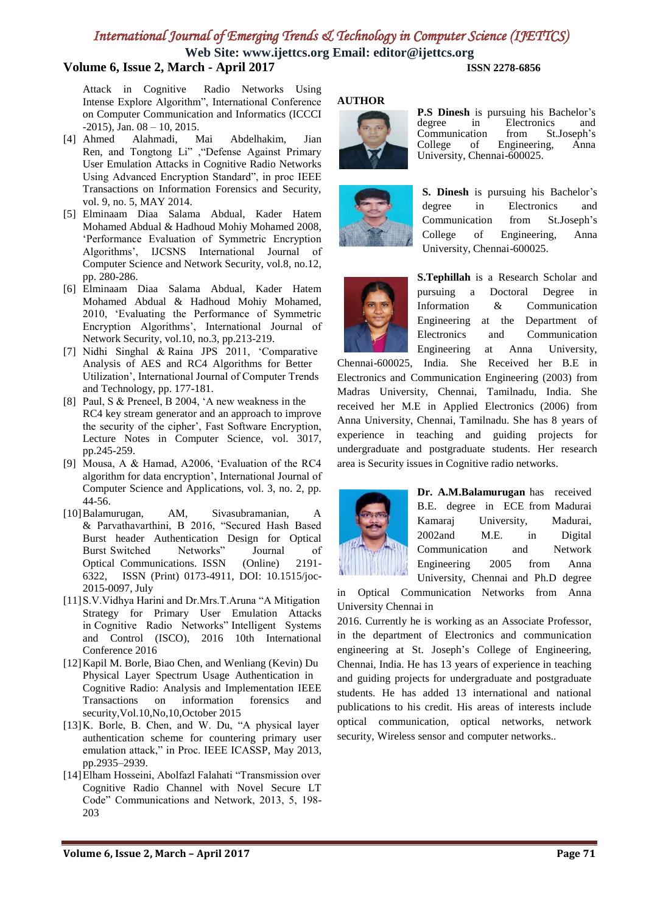Attack in Cognitive Radio Networks Using Intense Explore Algorithm", International Conference on Computer Communication and Informatics (ICCCI -2015), Jan. 08 – 10, 2015.

[4] Ahmed Alahmadi, Mai Abdelhakim, Jian Ren, and Tongtong Li" ,"Defense Against Primary User Emulation Attacks in Cognitive Radio Networks Using Advanced Encryption Standard", in proc IEEE Transactions on Information Forensics and Security, vol. 9, no. 5, MAY 2014.

[5] Elminaam Diaa Salama Abdual, Kader Hatem Mohamed Abdual & Hadhoud Mohiy Mohamed 2008, 'Performance Evaluation of Symmetric Encryption Algorithms', IJCSNS International Journal of Computer Science and Network Security, vol.8, no.12, pp. 280-286.

[6] Elminaam Diaa Salama Abdual, Kader Hatem Mohamed Abdual & Hadhoud Mohiy Mohamed, 2010, 'Evaluating the Performance of Symmetric Encryption Algorithms', International Journal of Network Security, vol.10, no.3, pp.213-219.

[7] Nidhi Singhal & Raina JPS 2011, 'Comparative Analysis of AES and RC4 Algorithms for Better Utilization', International Journal of Computer Trends and Technology, pp. 177-181.

[8] Paul, S & Preneel, B 2004, 'A new weakness in the RC4 key stream generator and an approach to improve the security of the cipher', Fast Software Encryption, Lecture Notes in Computer Science, vol. 3017, pp.245-259.

[9] Mousa, A & Hamad, A2006, 'Evaluation of the RC4 algorithm for data encryption', International Journal of Computer Science and Applications, vol. 3, no. 2, pp. 44-56.

[10] Balamurugan, AM, Sivasubramanian, A & Parvathavarthini, B 2016, "Secured Hash Based Burst header Authentication Design for Optical Burst Switched Networks" Journal of Optical Communications. ISSN (Online) 2191-6322, ISSN (Print) 0173-4911, DOI: 10.1515/joc-2015-0097, July

[11] S.V.Vidhya Harini and Dr.Mrs.T.Aruna "A Mitigation Strategy for Primary User Emulation Attacks in Cognitive Radio Networks" Intelligent Systems and Control (ISCO), 2016 10th International Conference 2016

[12] Kapil M. Borle, Biao Chen, and Wenliang (Kevin) Du Physical Layer Spectrum Usage Authentication in Cognitive Radio: Analysis and Implementation IEEE Transactions on information forensics and security,Vol.10,No,10,October 2015

[13] K. Borle, B. Chen, and W. Du, "A physical layer authentication scheme for countering primary user emulation attack," in Proc. IEEE ICASSP, May 2013, pp.2935–2939.

[14] Elham Hosseini, Abolfazl Falahati "Transmission over Cognitive Radio Channel with Novel Secure LT Code" Communications and Network, 2013, 5, 198-203

## AUTHOR

**P.S Dinesh** is pursuing his Bachelor's degree in Electronics and Communication from St.Joseph's College of Engineering, Anna University, Chennai-600025.

**S. Dinesh** is pursuing his Bachelor's degree in Electronics and Communication from St.Joseph's College of Engineering, Anna University, Chennai-600025.

**S.Tephillah** is a Research Scholar and pursuing a Doctoral Degree in Information & Communication Engineering at the Department of Electronics and Communication Engineering at Anna University, Chennai-600025, India. She Received her B.E in Electronics and Communication Engineering (2003) from Madras University, Chennai, Tamilnadu, India. She received her M.E in Applied Electronics (2006) from Anna University, Chennai, Tamilnadu. She has 8 years of experience in teaching and guiding projects for undergraduate and postgraduate students. Her research area is Security issues in Cognitive radio networks.

**Dr. A.M.Balamurugan** has received B.E. degree in ECE from Madurai Kamaraj University, Madurai, 2002and M.E. in Digital Communication and Network Engineering 2005 from Anna University, Chennai and Ph.D degree in Optical Communication Networks from Anna University Chennai in 2016. Currently he is working as an Associate Professor, in the department of Electronics and communication engineering at St. Joseph's College of Engineering, Chennai, India. He has 13 years of experience in teaching and guiding projects for undergraduate and postgraduate students. He has added 13 international and national publications to his credit. His areas of interests include optical communication, optical networks, network security, Wireless sensor and computer networks..